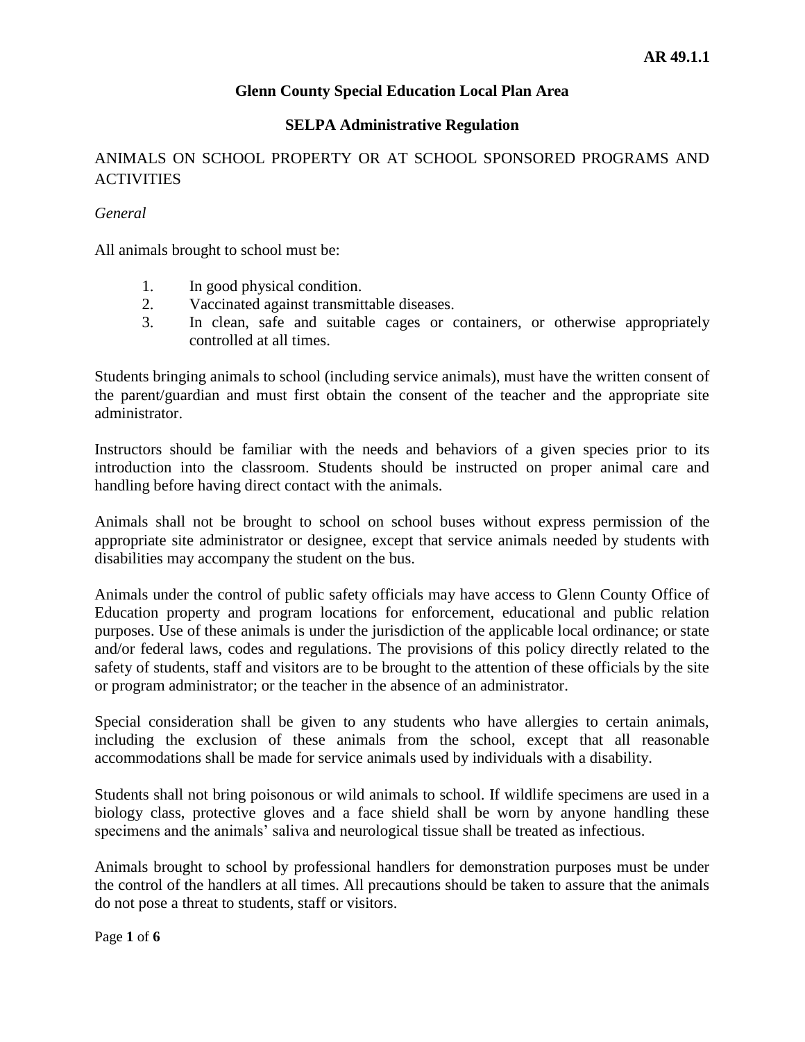**AR 49.1.1**

# Glenn County Special Education Local Plan Area

## SELPA Administrative Regulation

ANIMALS ON SCHOOL PROPERTY OR AT SCHOOL SPONSORED PROGRAMS AND ACTIVITIES

*General*

All animals brought to school must be:

1. In good physical condition.
2. Vaccinated against transmittable diseases.
3. In clean, safe and suitable cages or containers, or otherwise appropriately controlled at all times.

Students bringing animals to school (including service animals), must have the written consent of the parent/guardian and must first obtain the consent of the teacher and the appropriate site administrator.

Instructors should be familiar with the needs and behaviors of a given species prior to its introduction into the classroom. Students should be instructed on proper animal care and handling before having direct contact with the animals.

Animals shall not be brought to school on school buses without express permission of the appropriate site administrator or designee, except that service animals needed by students with disabilities may accompany the student on the bus.

Animals under the control of public safety officials may have access to Glenn County Office of Education property and program locations for enforcement, educational and public relation purposes. Use of these animals is under the jurisdiction of the applicable local ordinance; or state and/or federal laws, codes and regulations. The provisions of this policy directly related to the safety of students, staff and visitors are to be brought to the attention of these officials by the site or program administrator; or the teacher in the absence of an administrator.

Special consideration shall be given to any students who have allergies to certain animals, including the exclusion of these animals from the school, except that all reasonable accommodations shall be made for service animals used by individuals with a disability.

Students shall not bring poisonous or wild animals to school. If wildlife specimens are used in a biology class, protective gloves and a face shield shall be worn by anyone handling these specimens and the animals' saliva and neurological tissue shall be treated as infectious.

Animals brought to school by professional handlers for demonstration purposes must be under the control of the handlers at all times. All precautions should be taken to assure that the animals do not pose a threat to students, staff or visitors.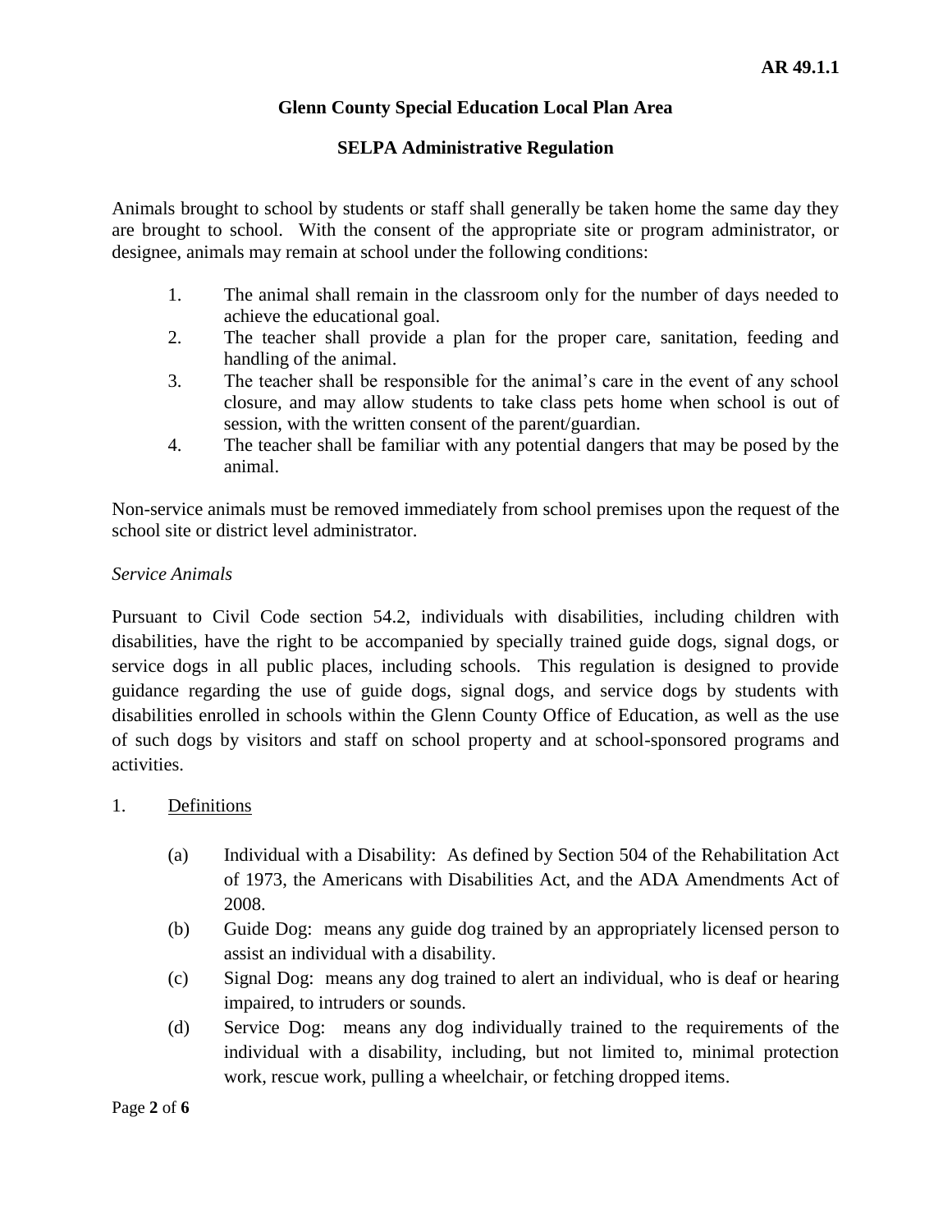Animals brought to school by students or staff shall generally be taken home the same day they are brought to school. With the consent of the appropriate site or program administrator, or designee, animals may remain at school under the following conditions:

1. The animal shall remain in the classroom only for the number of days needed to achieve the educational goal.
2. The teacher shall provide a plan for the proper care, sanitation, feeding and handling of the animal.
3. The teacher shall be responsible for the animal's care in the event of any school closure, and may allow students to take class pets home when school is out of session, with the written consent of the parent/guardian.
4. The teacher shall be familiar with any potential dangers that may be posed by the animal.

Non-service animals must be removed immediately from school premises upon the request of the school site or district level administrator.

*Service Animals*

Pursuant to Civil Code section 54.2, individuals with disabilities, including children with disabilities, have the right to be accompanied by specially trained guide dogs, signal dogs, or service dogs in all public places, including schools. This regulation is designed to provide guidance regarding the use of guide dogs, signal dogs, and service dogs by students with disabilities enrolled in schools within the Glenn County Office of Education, as well as the use of such dogs by visitors and staff on school property and at school-sponsored programs and activities.

1. Definitions

   (a) Individual with a Disability: As defined by Section 504 of the Rehabilitation Act of 1973, the Americans with Disabilities Act, and the ADA Amendments Act of 2008.

   (b) Guide Dog: means any guide dog trained by an appropriately licensed person to assist an individual with a disability.

   (c) Signal Dog: means any dog trained to alert an individual, who is deaf or hearing impaired, to intruders or sounds.

   (d) Service Dog: means any dog individually trained to the requirements of the individual with a disability, including, but not limited to, minimal protection work, rescue work, pulling a wheelchair, or fetching dropped items.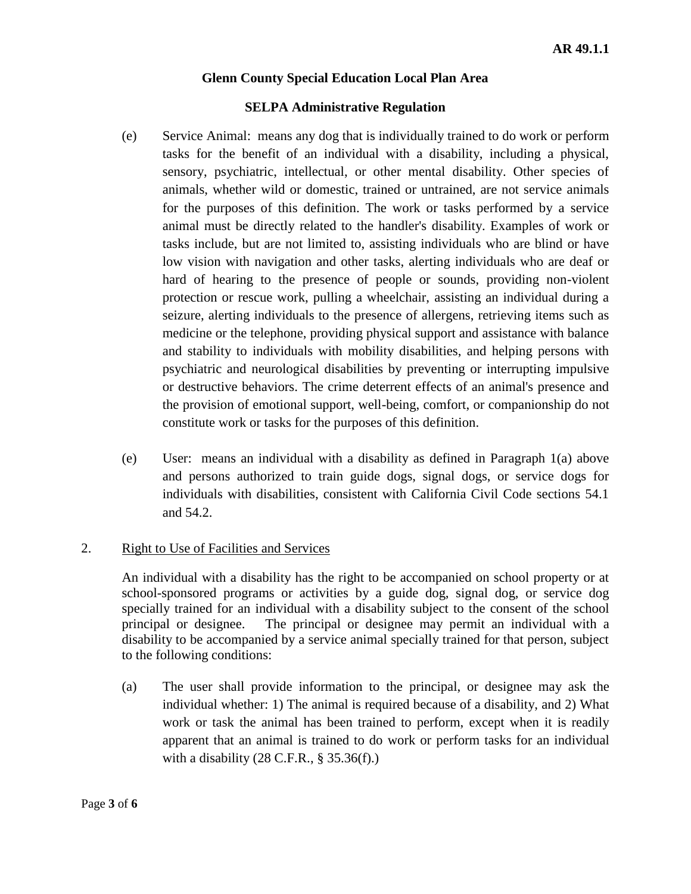(e) Service Animal: means any dog that is individually trained to do work or perform tasks for the benefit of an individual with a disability, including a physical, sensory, psychiatric, intellectual, or other mental disability. Other species of animals, whether wild or domestic, trained or untrained, are not service animals for the purposes of this definition. The work or tasks performed by a service animal must be directly related to the handler's disability. Examples of work or tasks include, but are not limited to, assisting individuals who are blind or have low vision with navigation and other tasks, alerting individuals who are deaf or hard of hearing to the presence of people or sounds, providing non-violent protection or rescue work, pulling a wheelchair, assisting an individual during a seizure, alerting individuals to the presence of allergens, retrieving items such as medicine or the telephone, providing physical support and assistance with balance and stability to individuals with mobility disabilities, and helping persons with psychiatric and neurological disabilities by preventing or interrupting impulsive or destructive behaviors. The crime deterrent effects of an animal's presence and the provision of emotional support, well-being, comfort, or companionship do not constitute work or tasks for the purposes of this definition.

(e) User: means an individual with a disability as defined in Paragraph 1(a) above and persons authorized to train guide dogs, signal dogs, or service dogs for individuals with disabilities, consistent with California Civil Code sections 54.1 and 54.2.

2. Right to Use of Facilities and Services

An individual with a disability has the right to be accompanied on school property or at school-sponsored programs or activities by a guide dog, signal dog, or service dog specially trained for an individual with a disability subject to the consent of the school principal or designee. The principal or designee may permit an individual with a disability to be accompanied by a service animal specially trained for that person, subject to the following conditions:

(a) The user shall provide information to the principal, or designee may ask the individual whether: 1) The animal is required because of a disability, and 2) What work or task the animal has been trained to perform, except when it is readily apparent that an animal is trained to do work or perform tasks for an individual with a disability (28 C.F.R., § 35.36(f).)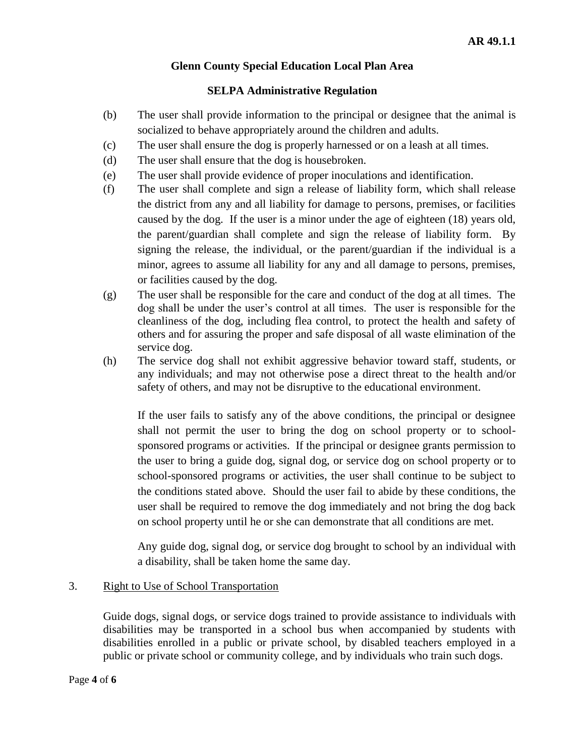(b) The user shall provide information to the principal or designee that the animal is socialized to behave appropriately around the children and adults.

(c) The user shall ensure the dog is properly harnessed or on a leash at all times.

(d) The user shall ensure that the dog is housebroken.

(e) The user shall provide evidence of proper inoculations and identification.

(f) The user shall complete and sign a release of liability form, which shall release the district from any and all liability for damage to persons, premises, or facilities caused by the dog. If the user is a minor under the age of eighteen (18) years old, the parent/guardian shall complete and sign the release of liability form. By signing the release, the individual, or the parent/guardian if the individual is a minor, agrees to assume all liability for any and all damage to persons, premises, or facilities caused by the dog.

(g) The user shall be responsible for the care and conduct of the dog at all times. The dog shall be under the user's control at all times. The user is responsible for the cleanliness of the dog, including flea control, to protect the health and safety of others and for assuring the proper and safe disposal of all waste elimination of the service dog.

(h) The service dog shall not exhibit aggressive behavior toward staff, students, or any individuals; and may not otherwise pose a direct threat to the health and/or safety of others, and may not be disruptive to the educational environment.

If the user fails to satisfy any of the above conditions, the principal or designee shall not permit the user to bring the dog on school property or to school-sponsored programs or activities. If the principal or designee grants permission to the user to bring a guide dog, signal dog, or service dog on school property or to school-sponsored programs or activities, the user shall continue to be subject to the conditions stated above. Should the user fail to abide by these conditions, the user shall be required to remove the dog immediately and not bring the dog back on school property until he or she can demonstrate that all conditions are met.

Any guide dog, signal dog, or service dog brought to school by an individual with a disability, shall be taken home the same day.

3. Right to Use of School Transportation

Guide dogs, signal dogs, or service dogs trained to provide assistance to individuals with disabilities may be transported in a school bus when accompanied by students with disabilities enrolled in a public or private school, by disabled teachers employed in a public or private school or community college, and by individuals who train such dogs.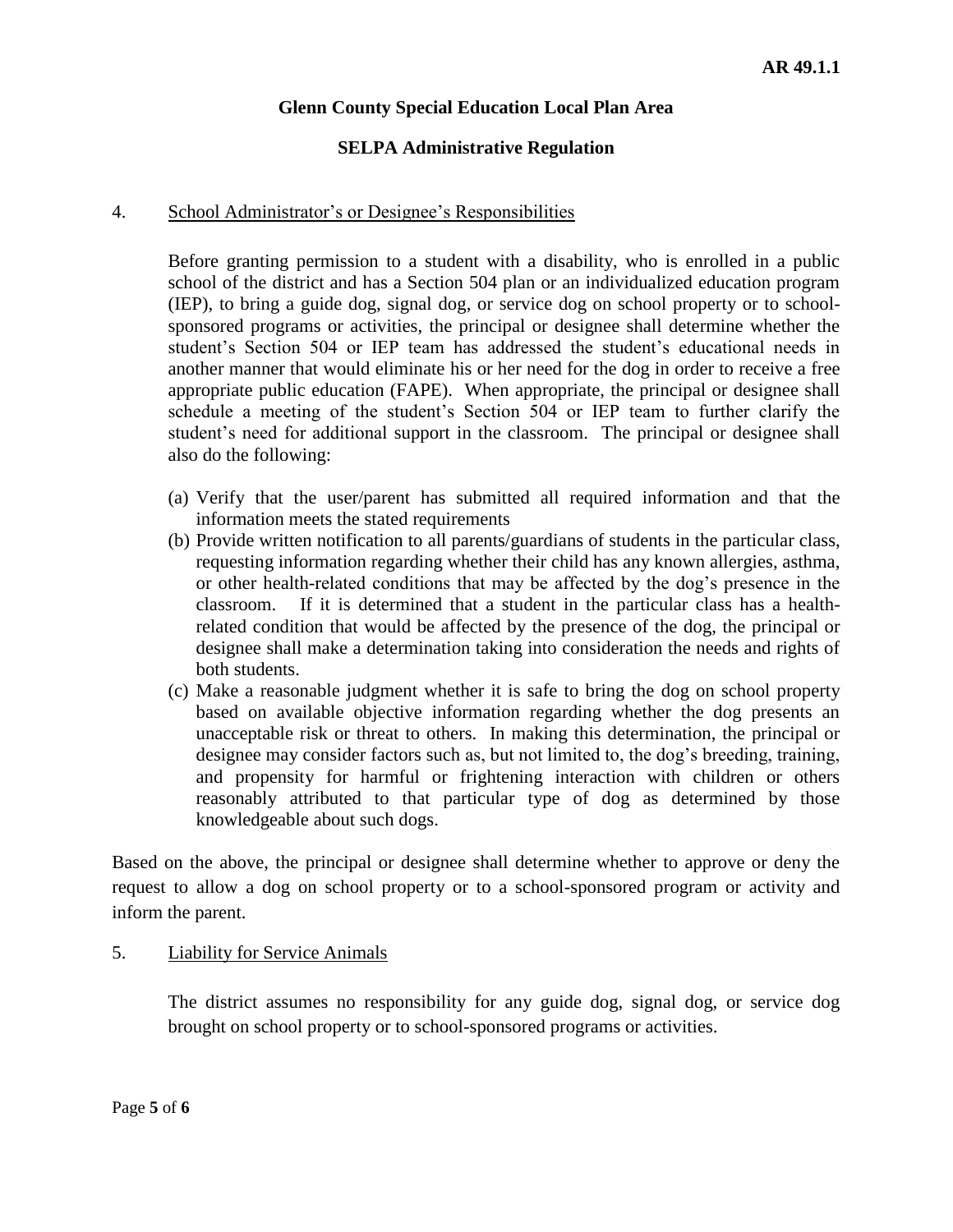4. School Administrator's or Designee's Responsibilities

Before granting permission to a student with a disability, who is enrolled in a public school of the district and has a Section 504 plan or an individualized education program (IEP), to bring a guide dog, signal dog, or service dog on school property or to school-sponsored programs or activities, the principal or designee shall determine whether the student's Section 504 or IEP team has addressed the student's educational needs in another manner that would eliminate his or her need for the dog in order to receive a free appropriate public education (FAPE). When appropriate, the principal or designee shall schedule a meeting of the student's Section 504 or IEP team to further clarify the student's need for additional support in the classroom. The principal or designee shall also do the following:

(a) Verify that the user/parent has submitted all required information and that the information meets the stated requirements

(b) Provide written notification to all parents/guardians of students in the particular class, requesting information regarding whether their child has any known allergies, asthma, or other health-related conditions that may be affected by the dog's presence in the classroom. If it is determined that a student in the particular class has a health-related condition that would be affected by the presence of the dog, the principal or designee shall make a determination taking into consideration the needs and rights of both students.

(c) Make a reasonable judgment whether it is safe to bring the dog on school property based on available objective information regarding whether the dog presents an unacceptable risk or threat to others. In making this determination, the principal or designee may consider factors such as, but not limited to, the dog's breeding, training, and propensity for harmful or frightening interaction with children or others reasonably attributed to that particular type of dog as determined by those knowledgeable about such dogs.

Based on the above, the principal or designee shall determine whether to approve or deny the request to allow a dog on school property or to a school-sponsored program or activity and inform the parent.

5. Liability for Service Animals

The district assumes no responsibility for any guide dog, signal dog, or service dog brought on school property or to school-sponsored programs or activities.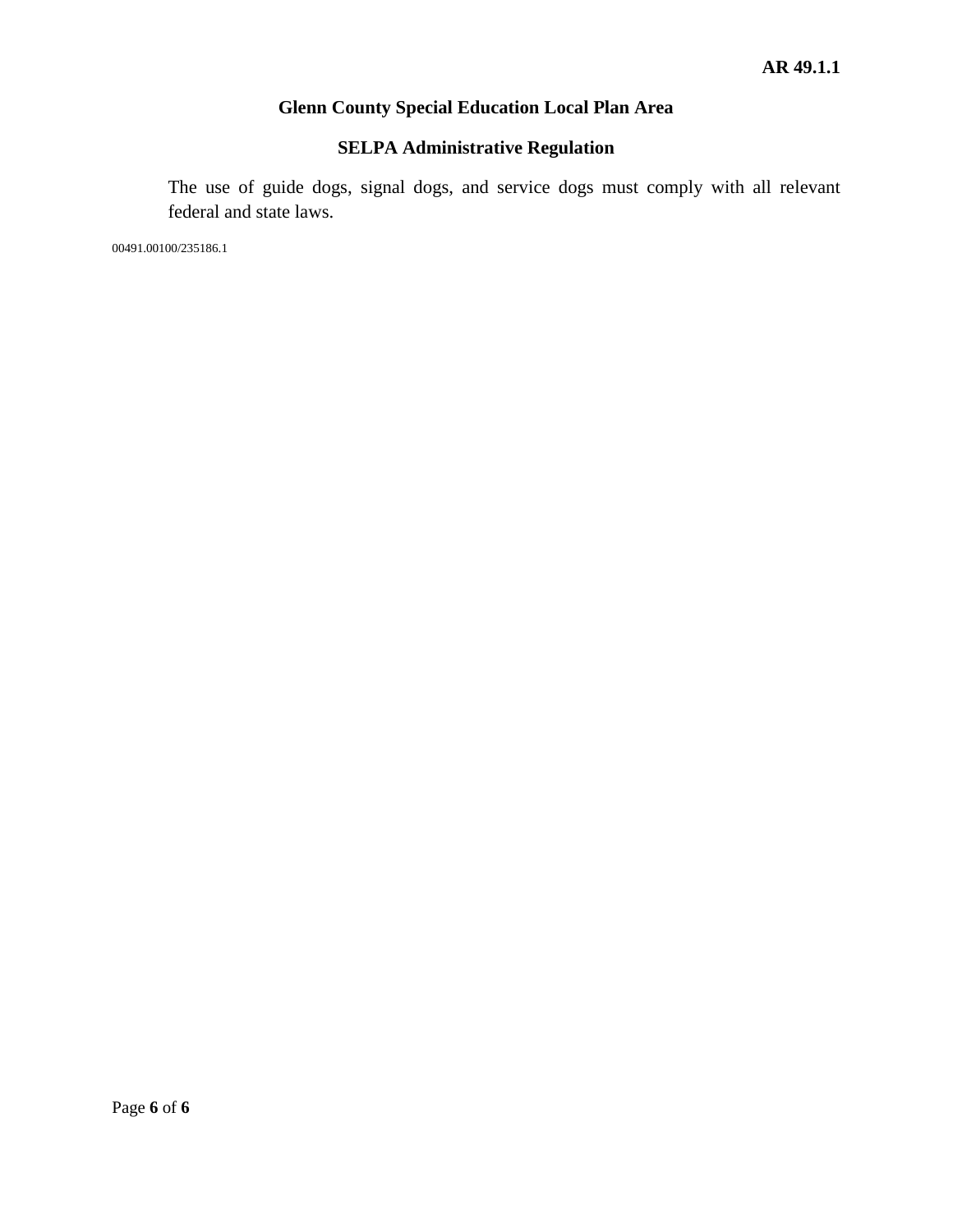The use of guide dogs, signal dogs, and service dogs must comply with all relevant federal and state laws.

00491.00100/235186.1